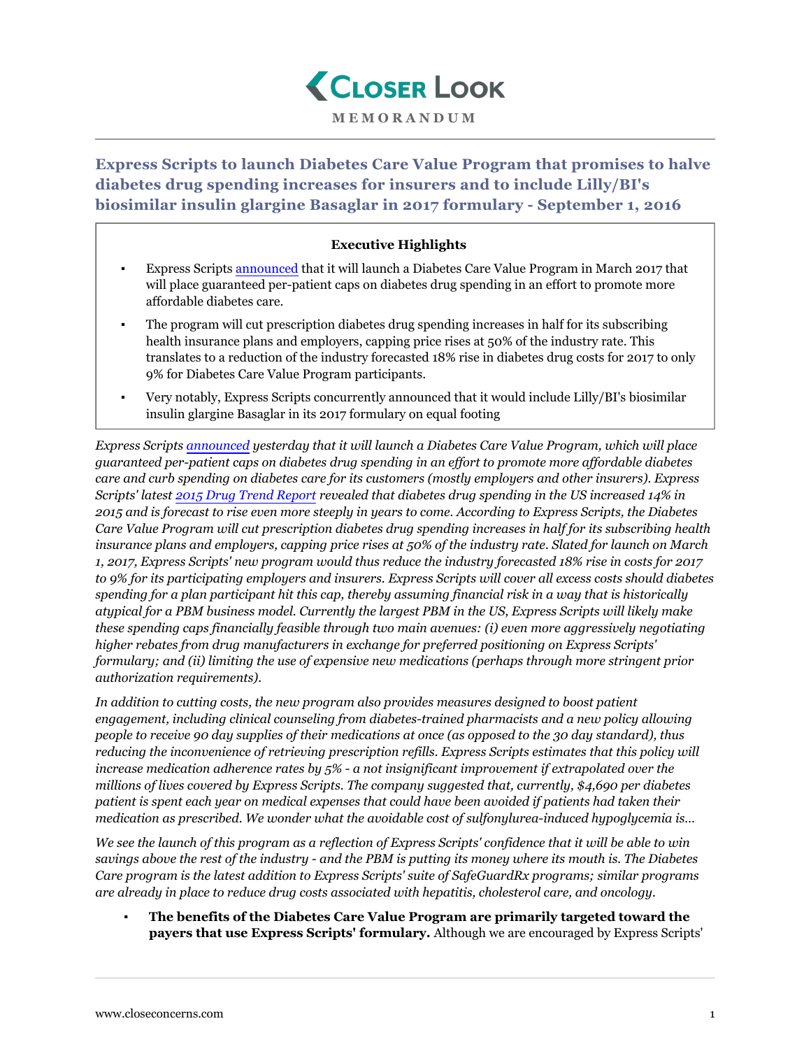# Closer Look

**MEMORANDUM**

## Express Scripts to launch Diabetes Care Value Program that promises to halve diabetes drug spending increases for insurers and to include Lilly/BI's biosimilar insulin glargine Basaglar in 2017 formulary - September 1, 2016

**Executive Highlights**

- Express Scripts announced that it will launch a Diabetes Care Value Program in March 2017 that will place guaranteed per-patient caps on diabetes drug spending in an effort to promote more affordable diabetes care.
- The program will cut prescription diabetes drug spending increases in half for its subscribing health insurance plans and employers, capping price rises at 50% of the industry rate. This translates to a reduction of the industry forecasted 18% rise in diabetes drug costs for 2017 to only 9% for Diabetes Care Value Program participants.
- Very notably, Express Scripts concurrently announced that it would include Lilly/BI's biosimilar insulin glargine Basaglar in its 2017 formulary on equal footing

*Express Scripts announced yesterday that it will launch a Diabetes Care Value Program, which will place guaranteed per-patient caps on diabetes drug spending in an effort to promote more affordable diabetes care and curb spending on diabetes care for its customers (mostly employers and other insurers). Express Scripts' latest 2015 Drug Trend Report revealed that diabetes drug spending in the US increased 14% in 2015 and is forecast to rise even more steeply in years to come. According to Express Scripts, the Diabetes Care Value Program will cut prescription diabetes drug spending increases in half for its subscribing health insurance plans and employers, capping price rises at 50% of the industry rate. Slated for launch on March 1, 2017, Express Scripts' new program would thus reduce the industry forecasted 18% rise in costs for 2017 to 9% for its participating employers and insurers. Express Scripts will cover all excess costs should diabetes spending for a plan participant hit this cap, thereby assuming financial risk in a way that is historically atypical for a PBM business model. Currently the largest PBM in the US, Express Scripts will likely make these spending caps financially feasible through two main avenues: (i) even more aggressively negotiating higher rebates from drug manufacturers in exchange for preferred positioning on Express Scripts' formulary; and (ii) limiting the use of expensive new medications (perhaps through more stringent prior authorization requirements).*

*In addition to cutting costs, the new program also provides measures designed to boost patient engagement, including clinical counseling from diabetes-trained pharmacists and a new policy allowing people to receive 90 day supplies of their medications at once (as opposed to the 30 day standard), thus reducing the inconvenience of retrieving prescription refills. Express Scripts estimates that this policy will increase medication adherence rates by 5% - a not insignificant improvement if extrapolated over the millions of lives covered by Express Scripts. The company suggested that, currently, $4,690 per diabetes patient is spent each year on medical expenses that could have been avoided if patients had taken their medication as prescribed. We wonder what the avoidable cost of sulfonylurea-induced hypoglycemia is…*

*We see the launch of this program as a reflection of Express Scripts' confidence that it will be able to win savings above the rest of the industry - and the PBM is putting its money where its mouth is. The Diabetes Care program is the latest addition to Express Scripts' suite of SafeGuardRx programs; similar programs are already in place to reduce drug costs associated with hepatitis, cholesterol care, and oncology.*

- **The benefits of the Diabetes Care Value Program are primarily targeted toward the payers that use Express Scripts' formulary.** Although we are encouraged by Express Scripts'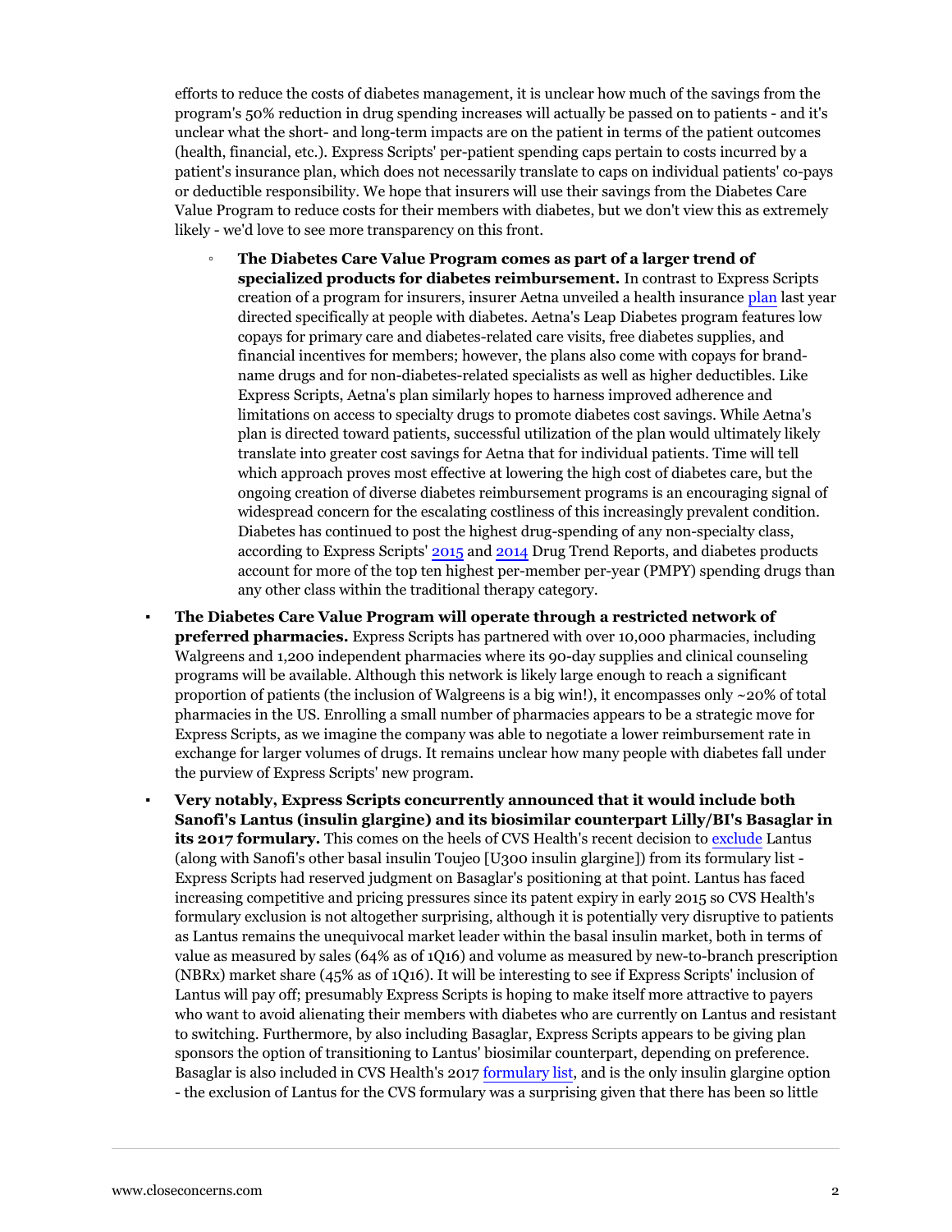efforts to reduce the costs of diabetes management, it is unclear how much of the savings from the program's 50% reduction in drug spending increases will actually be passed on to patients - and it's unclear what the short- and long-term impacts are on the patient in terms of the patient outcomes (health, financial, etc.). Express Scripts' per-patient spending caps pertain to costs incurred by a patient's insurance plan, which does not necessarily translate to caps on individual patients' co-pays or deductible responsibility. We hope that insurers will use their savings from the Diabetes Care Value Program to reduce costs for their members with diabetes, but we don't view this as extremely likely - we'd love to see more transparency on this front.

- **The Diabetes Care Value Program comes as part of a larger trend of specialized products for diabetes reimbursement.** In contrast to Express Scripts creation of a program for insurers, insurer Aetna unveiled a health insurance plan last year directed specifically at people with diabetes. Aetna's Leap Diabetes program features low copays for primary care and diabetes-related care visits, free diabetes supplies, and financial incentives for members; however, the plans also come with copays for brand-name drugs and for non-diabetes-related specialists as well as higher deductibles. Like Express Scripts, Aetna's plan similarly hopes to harness improved adherence and limitations on access to specialty drugs to promote diabetes cost savings. While Aetna's plan is directed toward patients, successful utilization of the plan would ultimately likely translate into greater cost savings for Aetna that for individual patients. Time will tell which approach proves most effective at lowering the high cost of diabetes care, but the ongoing creation of diverse diabetes reimbursement programs is an encouraging signal of widespread concern for the escalating costliness of this increasingly prevalent condition. Diabetes has continued to post the highest drug-spending of any non-specialty class, according to Express Scripts' 2015 and 2014 Drug Trend Reports, and diabetes products account for more of the top ten highest per-member per-year (PMPY) spending drugs than any other class within the traditional therapy category.

- **The Diabetes Care Value Program will operate through a restricted network of preferred pharmacies.** Express Scripts has partnered with over 10,000 pharmacies, including Walgreens and 1,200 independent pharmacies where its 90-day supplies and clinical counseling programs will be available. Although this network is likely large enough to reach a significant proportion of patients (the inclusion of Walgreens is a big win!), it encompasses only ~20% of total pharmacies in the US. Enrolling a small number of pharmacies appears to be a strategic move for Express Scripts, as we imagine the company was able to negotiate a lower reimbursement rate in exchange for larger volumes of drugs. It remains unclear how many people with diabetes fall under the purview of Express Scripts' new program.

- **Very notably, Express Scripts concurrently announced that it would include both Sanofi's Lantus (insulin glargine) and its biosimilar counterpart Lilly/BI's Basaglar in its 2017 formulary.** This comes on the heels of CVS Health's recent decision to exclude Lantus (along with Sanofi's other basal insulin Toujeo [U300 insulin glargine]) from its formulary list - Express Scripts had reserved judgment on Basaglar's positioning at that point. Lantus has faced increasing competitive and pricing pressures since its patent expiry in early 2015 so CVS Health's formulary exclusion is not altogether surprising, although it is potentially very disruptive to patients as Lantus remains the unequivocal market leader within the basal insulin market, both in terms of value as measured by sales (64% as of 1Q16) and volume as measured by new-to-branch prescription (NBRx) market share (45% as of 1Q16). It will be interesting to see if Express Scripts' inclusion of Lantus will pay off; presumably Express Scripts is hoping to make itself more attractive to payers who want to avoid alienating their members with diabetes who are currently on Lantus and resistant to switching. Furthermore, by also including Basaglar, Express Scripts appears to be giving plan sponsors the option of transitioning to Lantus' biosimilar counterpart, depending on preference. Basaglar is also included in CVS Health's 2017 formulary list, and is the only insulin glargine option - the exclusion of Lantus for the CVS formulary was a surprising given that there has been so little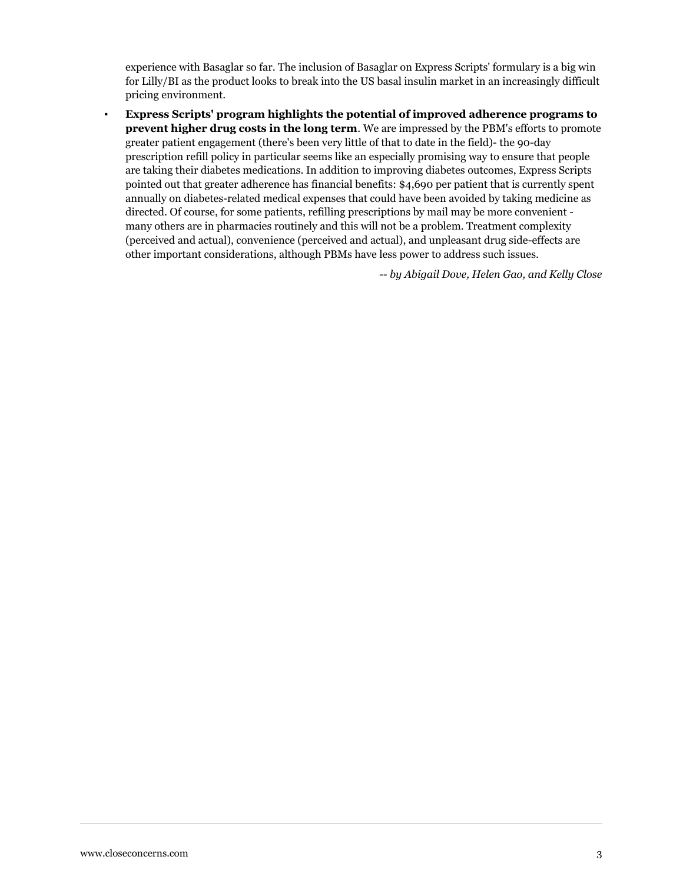experience with Basaglar so far. The inclusion of Basaglar on Express Scripts' formulary is a big win for Lilly/BI as the product looks to break into the US basal insulin market in an increasingly difficult pricing environment.

- **Express Scripts' program highlights the potential of improved adherence programs to prevent higher drug costs in the long term**. We are impressed by the PBM's efforts to promote greater patient engagement (there's been very little of that to date in the field)- the 90-day prescription refill policy in particular seems like an especially promising way to ensure that people are taking their diabetes medications. In addition to improving diabetes outcomes, Express Scripts pointed out that greater adherence has financial benefits: $4,690 per patient that is currently spent annually on diabetes-related medical expenses that could have been avoided by taking medicine as directed. Of course, for some patients, refilling prescriptions by mail may be more convenient - many others are in pharmacies routinely and this will not be a problem. Treatment complexity (perceived and actual), convenience (perceived and actual), and unpleasant drug side-effects are other important considerations, although PBMs have less power to address such issues.

*-- by Abigail Dove, Helen Gao, and Kelly Close*